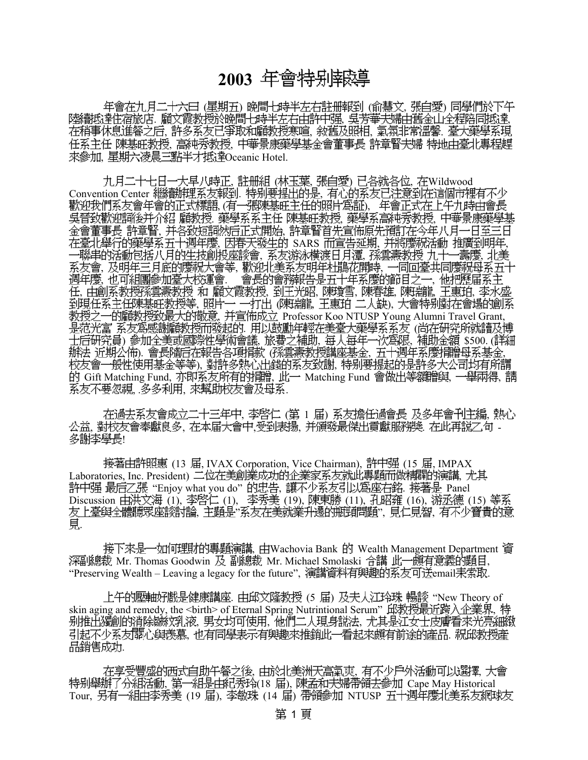# 2003 年會特別報導

年會在九月二十六日 (星期五) 晚間七時半左右註冊報到 (俞慧文, 張自愛) 同學們於下午陸續抵達住宿旅店. 顧文霞教授於晚間七時半左右由許中強, 吳芳華夫婦由舊金山全程陪同抵達, 在稍事休息進餐之后, 許多系友已爭取和顧教授寒喧, 敘舊及照相, 氣氛非常溫馨. 臺大藥學系現任系主任 陳基旺教授, 高純秀教授, 中華景康藥學基金會董事長 許章賢夫婦 特地由臺北專程趕來參加, 星期六凌晨三點半才抵達Oceanic Hotel.

九月二十七日一大早八時正, 註冊組 (林玉葉, 張自愛) 已各就各位, 在Wildwood Convention Center 繼續辦理系友報到. 特別要提出的是, 有心的系友已注意到在這個市裡有不少歡迎我們系友會年會的正式標語, (有一張陳基旺主任的照片爲証), 年會正式在上午九時由會長吳晉致歡迎詞後并介紹 顧教授. 藥學系系主任 陳基旺教授, 藥學系高純秀教授, 中華景康藥學基金會董事長 許章賢, 并各致短詞然后正式開始, 許章賢首先宣佈原先預訂在今年八月一日至三日在臺北舉行的藥學系五十週年慶, 因春天發生的 SARS 而宣告延期, 并將慶祝活動 推廣到明年, 一聯串的活動包括八月的生技創投座談會, 系友游泳橫渡日月潭, 孫雲燾教授 九十一壽慶, 北美系友會, 及明年三月底的慶祝大會等, 歡迎北美系友明年杜鵑花開時, 一同回臺共同慶祝母系五十週年慶, 也可組團參加臺大校運會. 會長的會務報告是五十年系慶的節目之一, 他把歷屆系主任, 由創系教授孫雲燾教授 和 顧文霞教授, 到王光昭, 陳瓊雪, 陳春雄, 陳端龍, 王惠珀, 李水盛到現任系主任陳基旺教授等, 照片一 一打出 (陳端龍, 王惠珀 二人缺), 大會特別對在會場的創系教授之一的顧教授致最大的敬意, 并宣佈成立 Professor Koo NTUSP Young Alumni Travel Grant, 是范光富 系友爲感謝顧教授而發起的. 用以鼓勵年輕在美臺大藥學系系友 (尚在研究所就讀及博士后研究員) 參加全美或國際性學術會議, 旅費之補助, 每人每年一次爲限, 補助金額 $500. (詳細辦法 近期公佈). 會長隨后在報告各項捐款 (孫雲燾教授講座基金, 五十週年系慶捐贈母系基金, 校友會一般性使用基金等等), 對許多熱心出錢的系友致謝, 特別要提起的是許多大公司均有所謂的 Gift Matching Fund, 亦即系友所有的捐贈, 此一 Matching Fund 會做出等額贈與, 一舉兩得, 請系友不要忽視, .多多利用, 來幫助校友會及母系.

在過去系友會成立二十三年中, 李啓仁 (第 1 屆) 系友擔任過會長 及多年會刊主編, 熱心公益, 對校友會奉獻良多, 在本屆大會中,受到表揚, 并頒發最傑出貢獻服務獎. 在此再說乙句 - 多謝李學長!

接著由許照惠 (13 屆, IVAX Corporation, Vice Chairman), 許中强 (15 屆, IMPAX Laboratories, Inc. President) 二位在美創業成功的企業家系友就此專題而做精闢的演講, 尤其許中强 最后乙張 "Enjoy what you do" 的忠告, 讓不少系友引以爲座右銘. 接著是 Panel Discussion 由洪文海 (1), 李啓仁 (1), 李秀美 (19), 陳東勝 (11), 孔昭雍 (16), 游丞德 (15) 等系友上臺與全體聽眾座談討論, 主題是"系友在美就業升遷的瓶頸問題", 見仁見智, 有不少寶貴的意見.

接下來是一如何理財的專題演講, 由Wachovia Bank 的 Wealth Management Department 資深副總裁 Mr. Thomas Goodwin 及 副總裁 Mr. Michael Smolaski 合講 此一頗有意義的題目, "Preserving Wealth – Leaving a legacy for the future", 演講資料有興趣的系友可送email來索取.

上午的壓軸好戲是健康講座. 由邱文隆教授 (5 屆) 及夫人江玲珠 暢談 "New Theory of skin aging and remedy, the <birth> of Eternal Spring Nutrintional Serum" 邱教授最近跨入企業界, 特別推出獨創的消除皺紋乳液, 男女均可使用, 他們二人現身說法, 尤其是江女士皮膚看來光亮細緻引起不少系友關心與羨慕, 也有同學表示有興趣來推銷此一看起來頗有前途的產品. 祝邱教授產品銷售成功.

在享受豐盛的西式自助午餐之後, 由於北美洲天高氣爽, 有不少戶外活動可以選擇, 大會特別舉辦了分組活動, 第一組是由紀秀玲(18 屆), 陳孟和夫婦帶領去參加 Cape May Historical Tour, 另有一組由李秀美 (19 屆), 李敏珠 (14 屆) 帶領參加 NTUSP 五十週年慶北美系友網球友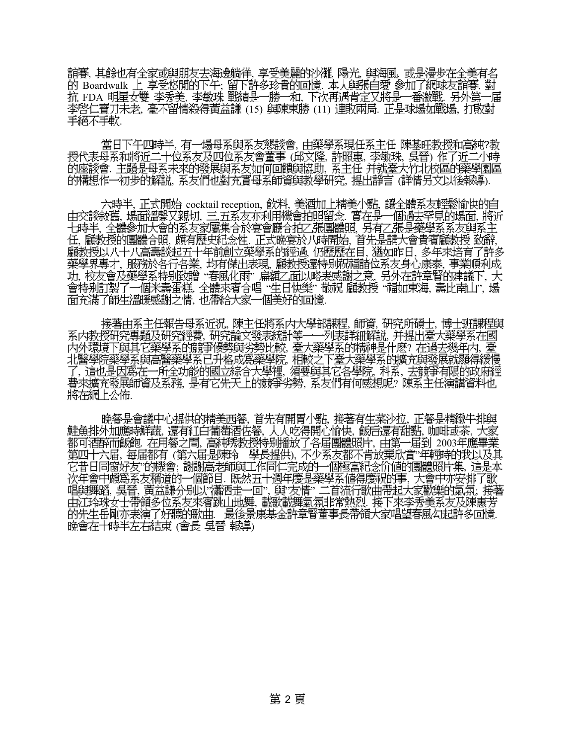誼賽, 其餘也有全家或與朋友去海邊躺徉, 享受美麗的沙灘, 陽光, 與海風, 或是漫步在全美有名的 Boardwalk 上 享受悠閒的下午; 留下許多珍貴的回憶. 本人與張自愛 參加了網球友誼賽, 對抗 FDA 明星女雙 李秀美, 李敏珠 戰績是一勝一和, 下次再遇肯定又將是一番激戰. 另外第一屆李啓仁寶刀未老, 毫不留情殺得黃益謙 (15) 與陳東勝 (11) 連敗兩局. 正是球場如戰場, 打敗對手絕不手軟.

當日下午四時半, 有一場母系與系友懇談會, 由藥學系現任系主任 陳基旺教授和高純?教授代表母系和將近二十位系友及四位系友會董事 (邱文隆, 許照惠, 李敏珠, 吳晉) 作了近二小時的座談會. 主題是母系未來的發展與系友如何回饋與協助. 系主任 并就臺大竹北校區的藥學園區的構想作一初步的解說, 系友們也對充實母系師資與教學研究, 提出諍言 (詳情另文以後報導).

六時半, 正式開始 cocktail reception, 飲料, 美酒加上精美小點, 讓全體系友輕鬆愉快的自由交談敘舊, 場面溫馨又親切, 三,五系友亦利用機會拍照留念. 實在是一個過去罕見的場面. 將近七時半, 全體參加大會的系友家屬集合於宴會廳合拍乙張團體照, 另有乙張是藥學系系友與系主任, 顧教授的團體合照, 頗有歷史紀念性. 正式晚宴於八時開始, 首先是請大會貴賓顧教授 致辭, 顧教授以八十八高壽談起五十年前創立藥學系的經過, 仍歷歷在目, 猶如昨日, 多年來培育了許多藥學界專才, 服務於各行各業, 均有傑出表現, 顧教授還特別祝福諸位系友身心康泰, 事業順利成功, 校友會及藥學系特別致贈 "春風化雨" 扁額乙面以略表感謝之意. 另外在許章賢的建議下, 大會特別訂製了一個米壽蛋糕, 全體來賓合唱 "生日快樂" 敬祝 顧教授 "福如東海, 壽比南山", 場面充滿了師生溫暖感謝之情, 也帶給大家一個美好的回憶.

接著由系主任報告母系近況, 陳主任將系內大學部課程, 師資, 研究所碩士, 博士班課程與系內教授研究專題及研究經費, 研究論文發表統計等一一列表詳細解說, 并提出臺大藥學系在國內外環境下與其它藥學系的競爭優勢與劣勢比較, 臺大藥學系的精神是什麼? 在過去幾年內, 臺北醫學院藥學系與高醫藥學系已升格成為藥學院, 相較之下臺大藥學系的擴充與發展就顯得緩慢了, 這也是因為在一所全功能的國立綜合大學裡, 須要與其它各學院, 科系, 去競爭有限的政府經費來擴充發展師資及系務, 是有它先天上的競爭劣勢, 系友們有何感想呢? 陳系主任演講資料也將在網上公佈.

晚餐是會議中心提供的精美西餐, 首先有開胃小點, 接著有生菜沙拉, 正餐是精緻牛排與鮭魚排外加應時鮮蔬, 還有紅白葡萄酒佐餐, 人人吃得開心愉快, 飯後還有甜點, 咖啡或茶, 大家都可酒醉而飯飽. 在用餐之間, 高純秀教授特別播放了各屆團體照片, 由第一屆到 2003年應畢業第四十六屆, 每屆都有 (第六屆是陳玲 學長提供), 不少系友都不肯放棄欣賞"年輕時的我以及其它昔日同窗好友"的機會; 謝謝高老師與工作同仁完成的一個極富紀念价值的團體照片集, 這是本次年會中頗為系友稱道的一個節目. 既然五十週年慶是藥學系值得慶祝的事, 大會中亦安排了歌唱與舞蹈, 吳晉, 黃益謙分別以"瀟洒走一回", 與"友情" 二首流行歌曲帶起大家歡樂的氣氛; 接著由江玲珠女士帶領多位系友來賓跳山地舞, 載歌載舞氣氛非常熱烈. 接下來李秀美系友及陳惠芳的先生岳剛亦表演了好聽的歌曲. 最後景康基金許章賢董事長帶領大家唱望春風勾起許多回憶. 晚會在十時半左右結束 (會長 吳晉 報導)